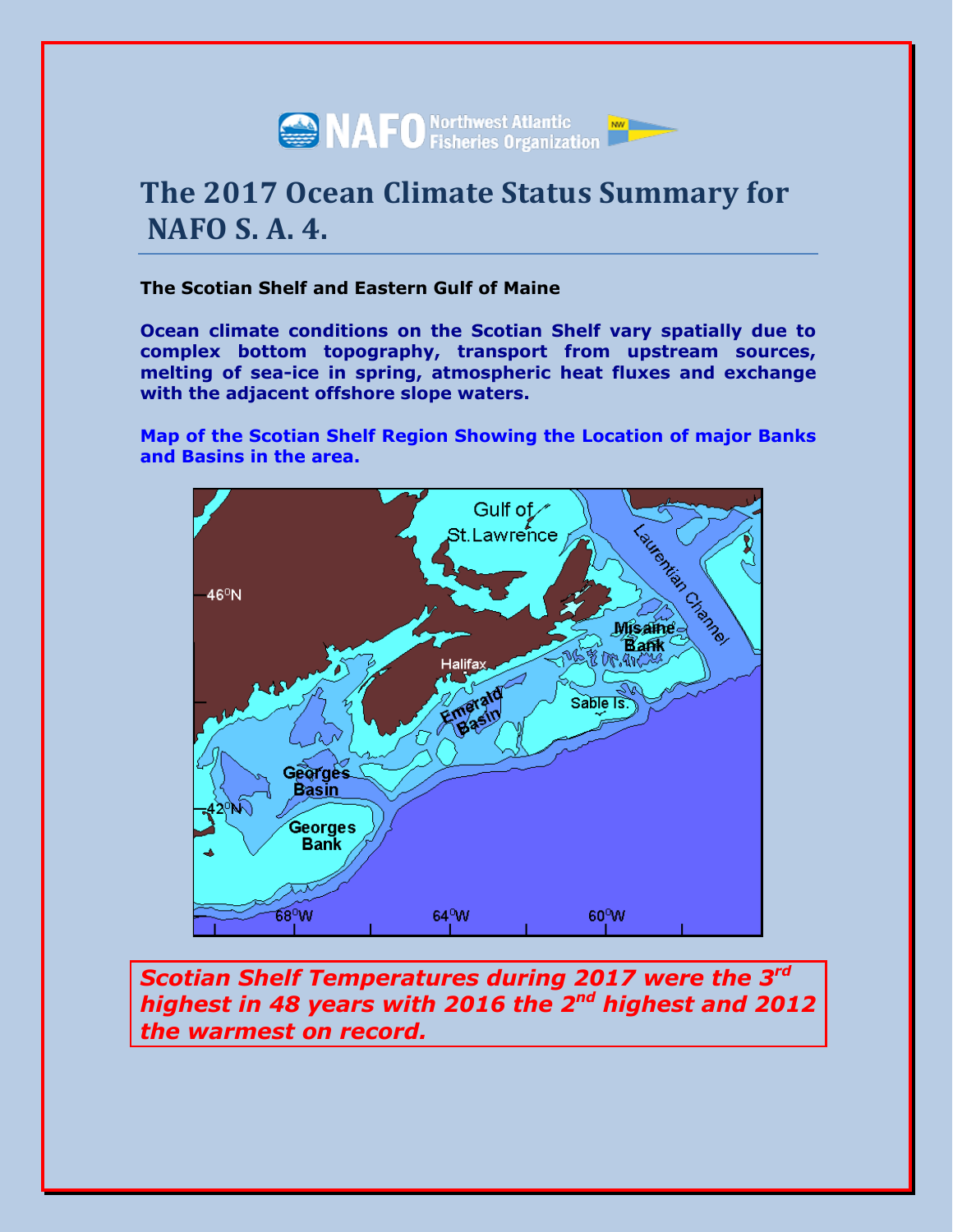NAFO Northwest Atlantic Fisheries Organization

# The 2017 Ocean Climate Status Summary for NAFO S. A. 4.

**The Scotian Shelf and Eastern Gulf of Maine**

**Ocean climate conditions on the Scotian Shelf vary spatially due to complex bottom topography, transport from upstream sources, melting of sea-ice in spring, atmospheric heat fluxes and exchange with the adjacent offshore slope waters.**

**Map of the Scotian Shelf Region Showing the Location of major Banks and Basins in the area.**

***Scotian Shelf Temperatures during 2017 were the 3rd highest in 48 years with 2016 the 2nd highest and 2012 the warmest on record.***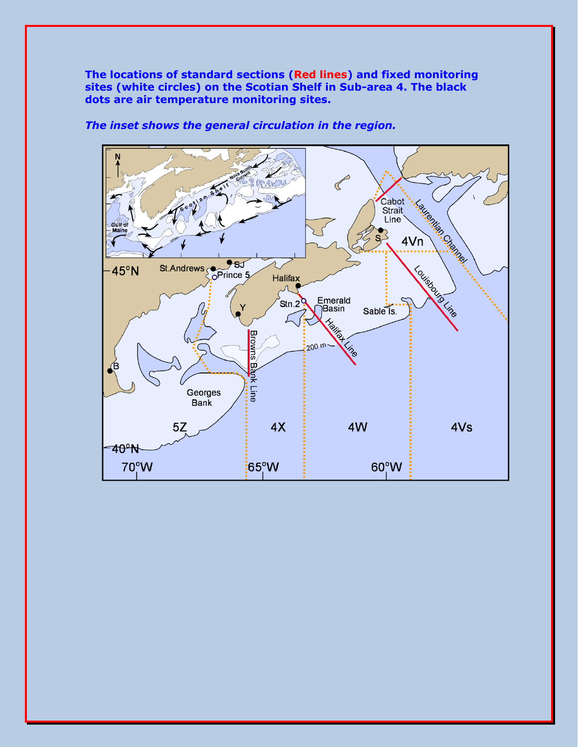**The locations of standard sections (Red lines) and fixed monitoring sites (white circles) on the Scotian Shelf in Sub-area 4. The black dots are air temperature monitoring sites.**

***The inset shows the general circulation in the region.***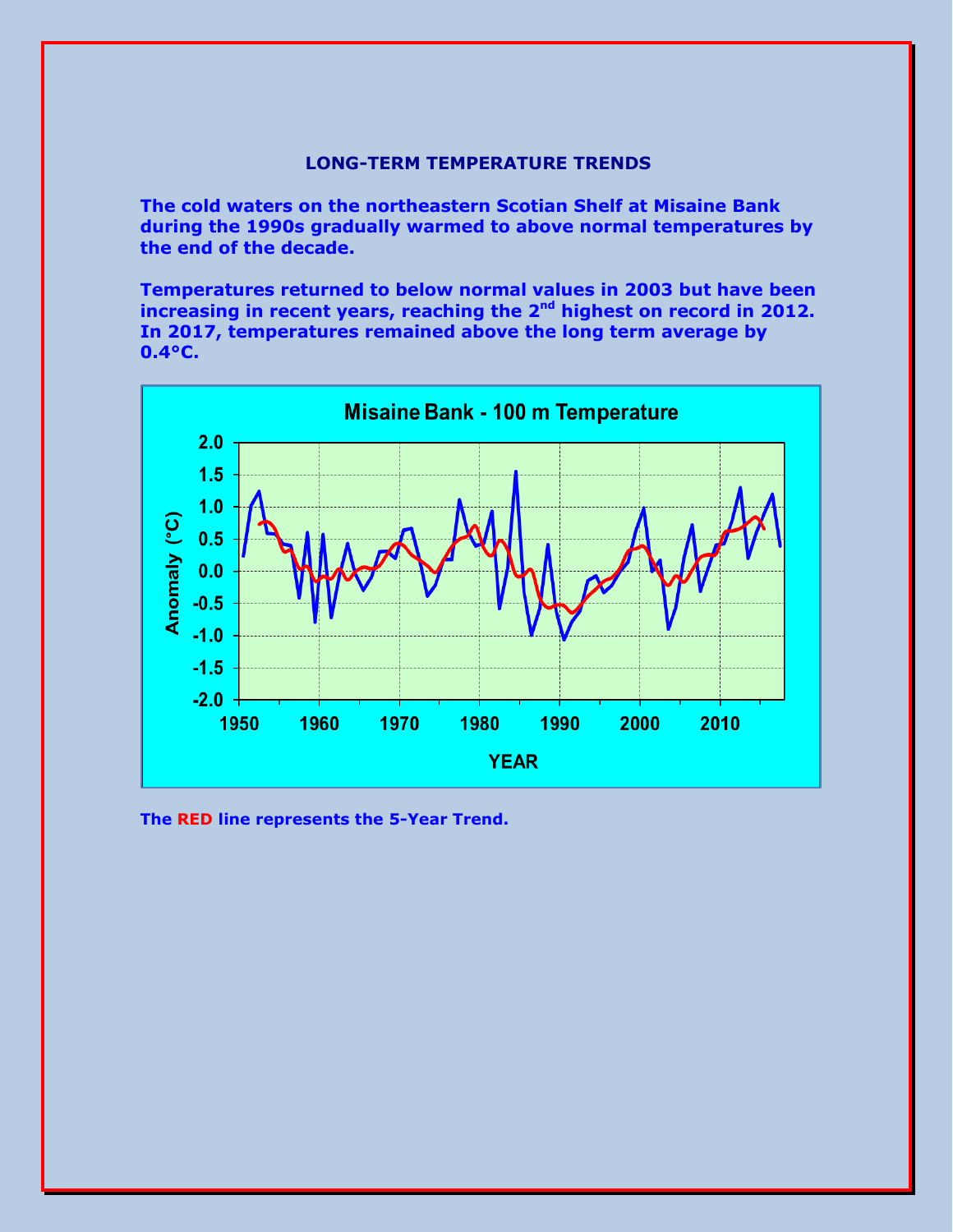## LONG-TERM TEMPERATURE TRENDS

**The cold waters on the northeastern Scotian Shelf at Misaine Bank during the 1990s gradually warmed to above normal temperatures by the end of the decade.**

**Temperatures returned to below normal values in 2003 but have been increasing in recent years, reaching the 2$^{nd}$ highest on record in 2012. In 2017, temperatures remained above the long term average by 0.4°C.**

**Misaine Bank - 100 m Temperature**

**The RED line represents the 5-Year Trend.**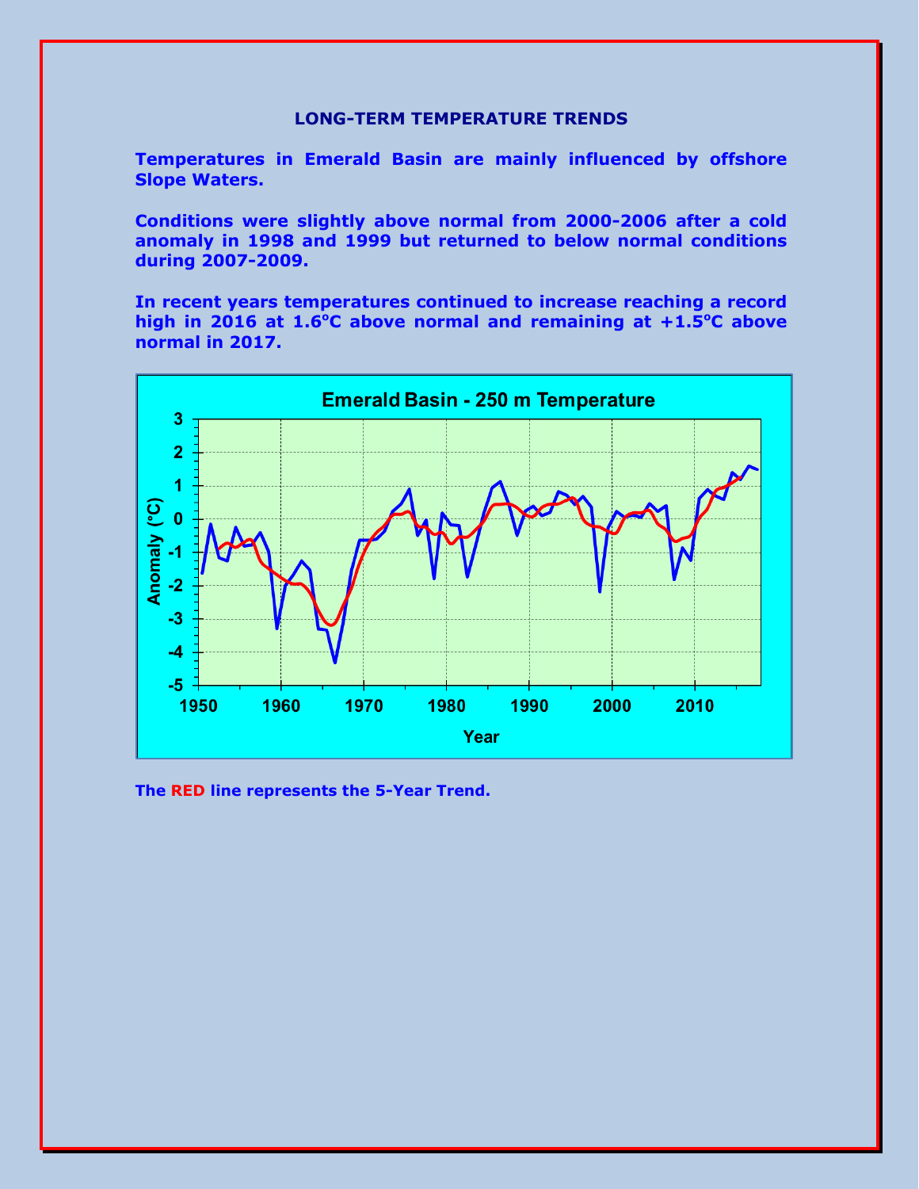## LONG-TERM TEMPERATURE TRENDS

**Temperatures in Emerald Basin are mainly influenced by offshore Slope Waters.**

**Conditions were slightly above normal from 2000-2006 after a cold anomaly in 1998 and 1999 but returned to below normal conditions during 2007-2009.**

**In recent years temperatures continued to increase reaching a record high in 2016 at 1.6°C above normal and remaining at +1.5°C above normal in 2017.**

**The RED line represents the 5-Year Trend.**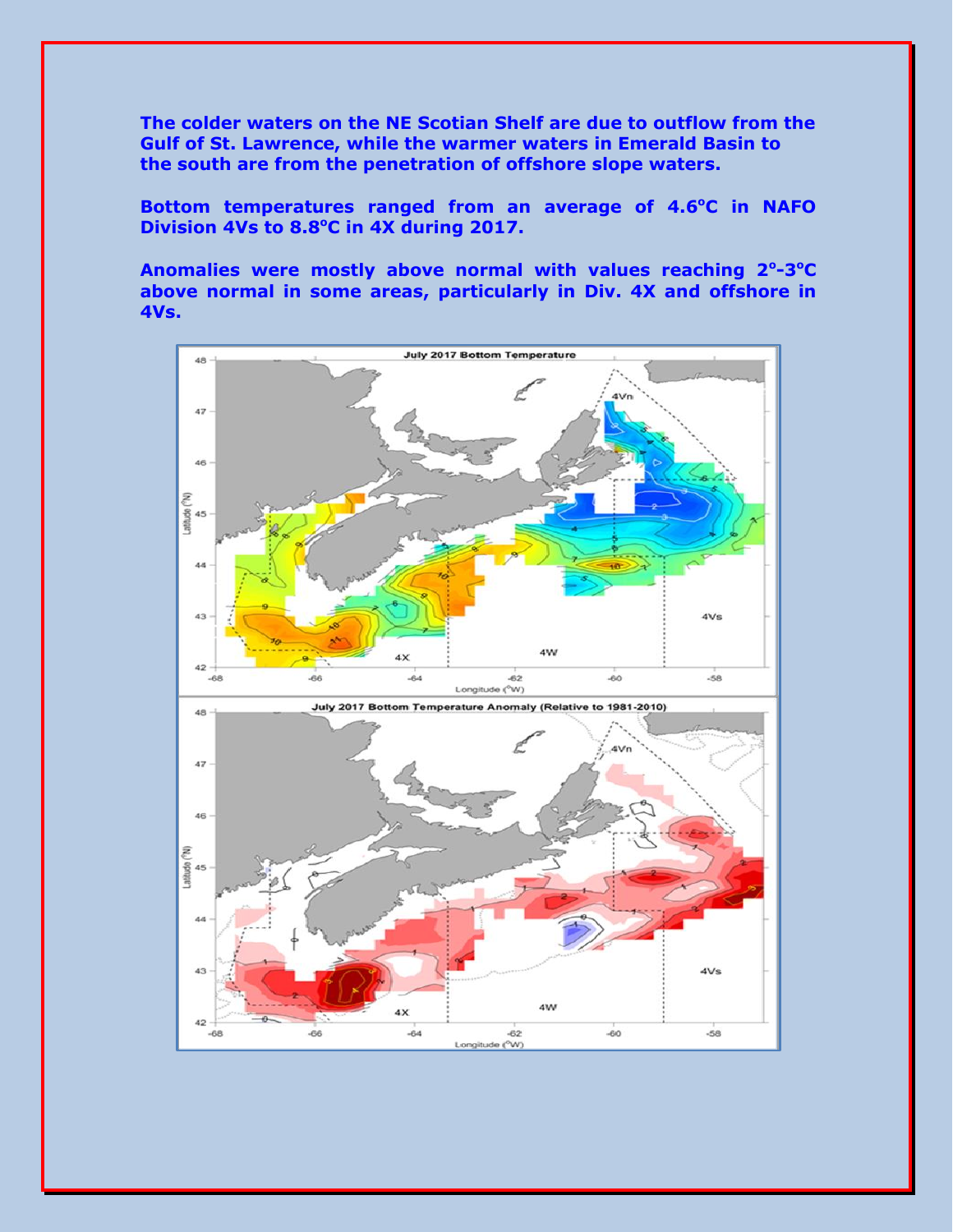**The colder waters on the NE Scotian Shelf are due to outflow from the Gulf of St. Lawrence, while the warmer waters in Emerald Basin to the south are from the penetration of offshore slope waters.**

**Bottom temperatures ranged from an average of 4.6°C in NAFO Division 4Vs to 8.8°C in 4X during 2017.**

**Anomalies were mostly above normal with values reaching 2°-3°C above normal in some areas, particularly in Div. 4X and offshore in 4Vs.**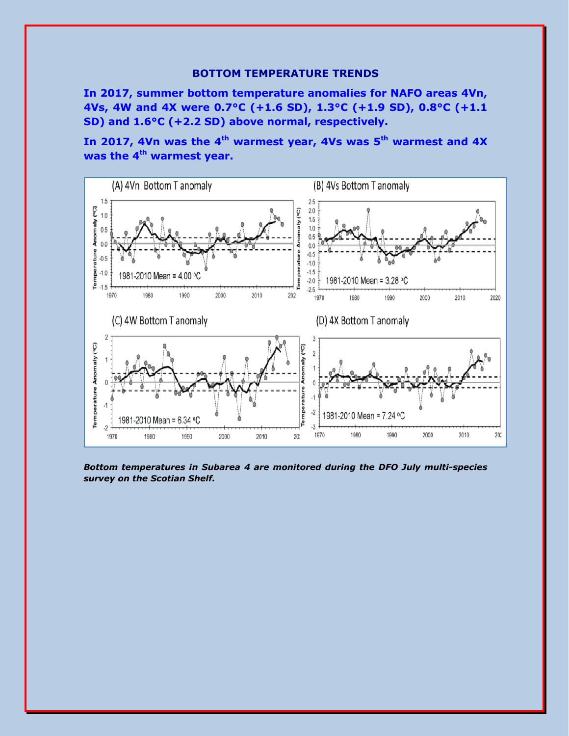## BOTTOM TEMPERATURE TRENDS

**In 2017, summer bottom temperature anomalies for NAFO areas 4Vn, 4Vs, 4W and 4X were 0.7°C (+1.6 SD), 1.3°C (+1.9 SD), 0.8°C (+1.1 SD) and 1.6°C (+2.2 SD) above normal, respectively.**

**In 2017, 4Vn was the 4th warmest year, 4Vs was 5th warmest and 4X was the 4th warmest year.**

*Bottom temperatures in Subarea 4 are monitored during the DFO July multi-species survey on the Scotian Shelf.*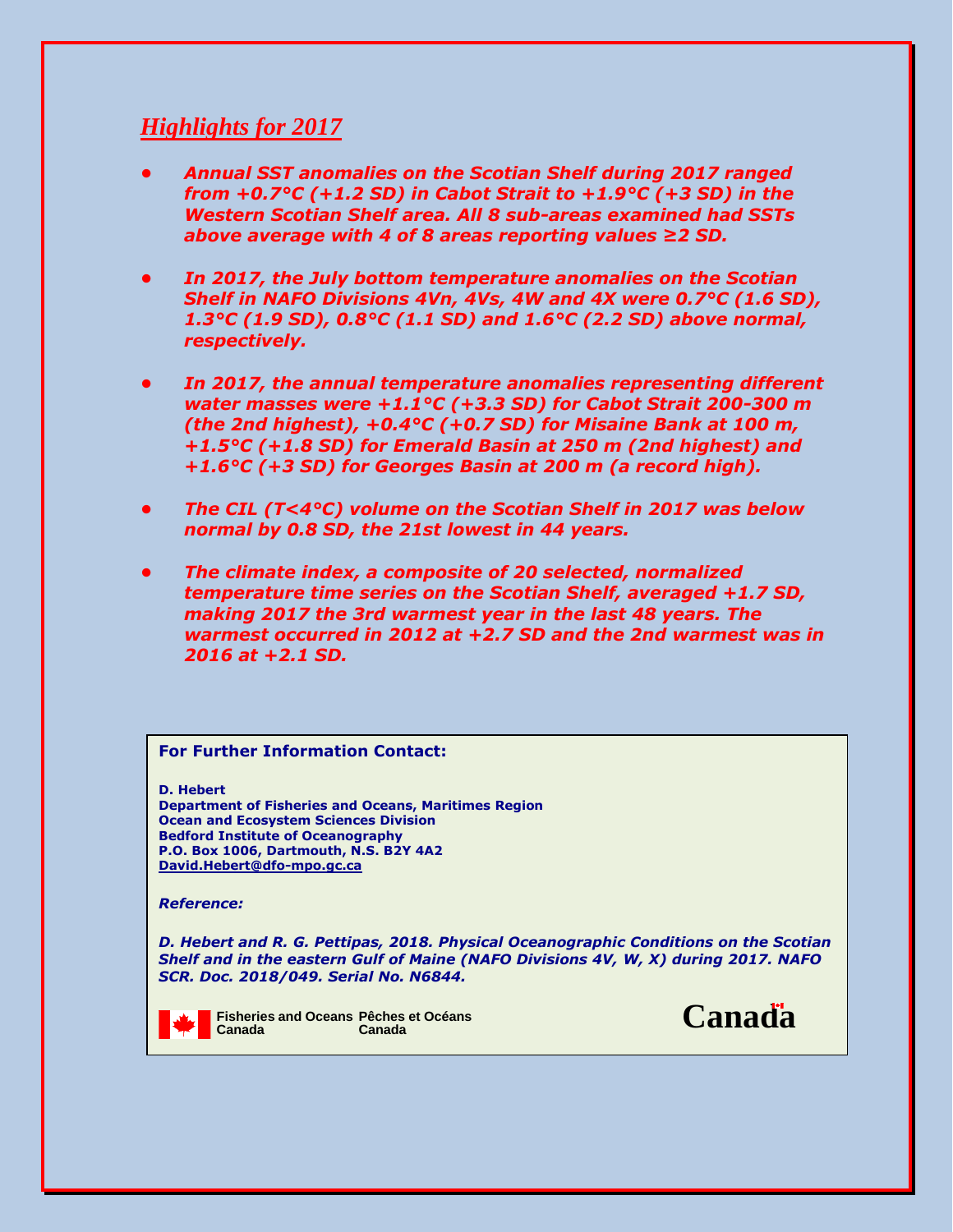## *Highlights for 2017*

- ***Annual SST anomalies on the Scotian Shelf during 2017 ranged from +0.7°C (+1.2 SD) in Cabot Strait to +1.9°C (+3 SD) in the Western Scotian Shelf area. All 8 sub-areas examined had SSTs above average with 4 of 8 areas reporting values ≥2 SD.***

- ***In 2017, the July bottom temperature anomalies on the Scotian Shelf in NAFO Divisions 4Vn, 4Vs, 4W and 4X were 0.7°C (1.6 SD), 1.3°C (1.9 SD), 0.8°C (1.1 SD) and 1.6°C (2.2 SD) above normal, respectively.***

- ***In 2017, the annual temperature anomalies representing different water masses were +1.1°C (+3.3 SD) for Cabot Strait 200-300 m (the 2nd highest), +0.4°C (+0.7 SD) for Misaine Bank at 100 m, +1.5°C (+1.8 SD) for Emerald Basin at 250 m (2nd highest) and +1.6°C (+3 SD) for Georges Basin at 200 m (a record high).***

- ***The CIL (T<4°C) volume on the Scotian Shelf in 2017 was below normal by 0.8 SD, the 21st lowest in 44 years.***

- ***The climate index, a composite of 20 selected, normalized temperature time series on the Scotian Shelf, averaged +1.7 SD, making 2017 the 3rd warmest year in the last 48 years. The warmest occurred in 2012 at +2.7 SD and the 2nd warmest was in 2016 at +2.1 SD.***

**For Further Information Contact:**

**D. Hebert**
**Department of Fisheries and Oceans, Maritimes Region**
**Ocean and Ecosystem Sciences Division**
**Bedford Institute of Oceanography**
**P.O. Box 1006, Dartmouth, N.S. B2Y 4A2**
**David.Hebert@dfo-mpo.gc.ca**

***Reference:***

***D. Hebert and R. G. Pettipas, 2018. Physical Oceanographic Conditions on the Scotian Shelf and in the eastern Gulf of Maine (NAFO Divisions 4V, W, X) during 2017. NAFO SCR. Doc. 2018/049. Serial No. N6844.***

**Fisheries and Oceans Canada** **Pêches et Océans Canada**

**Canada**